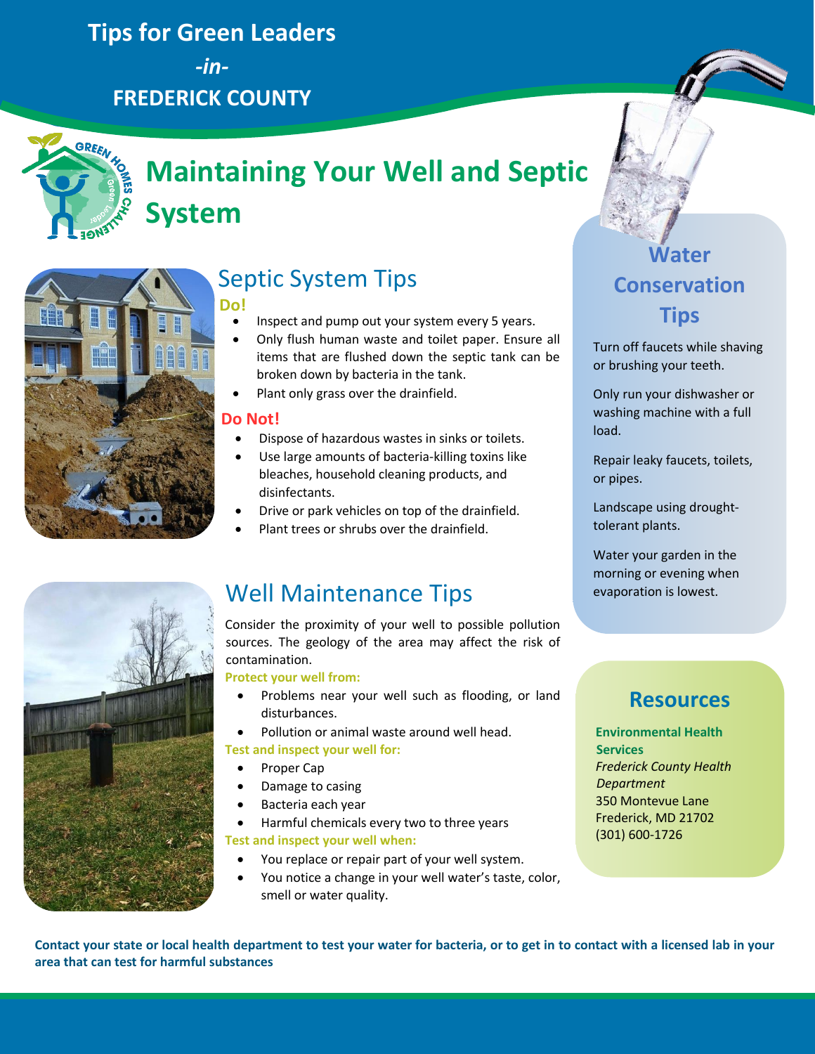# Tips for Green Leaders

*-in-*

**FREDERICK COUNTY**

# Maintaining Your Well and Septic System

## Septic System Tips

**Do!**

- Inspect and pump out your system every 5 years.
- Only flush human waste and toilet paper. Ensure all items that are flushed down the septic tank can be broken down by bacteria in the tank.
- Plant only grass over the drainfield.

**Do Not!**

- Dispose of hazardous wastes in sinks or toilets.
- Use large amounts of bacteria-killing toxins like bleaches, household cleaning products, and disinfectants.
- Drive or park vehicles on top of the drainfield.
- Plant trees or shrubs over the drainfield.

## Well Maintenance Tips

Consider the proximity of your well to possible pollution sources. The geology of the area may affect the risk of contamination.

**Protect your well from:**

- Problems near your well such as flooding, or land disturbances.
- Pollution or animal waste around well head.

**Test and inspect your well for:**

- Proper Cap
- Damage to casing
- Bacteria each year
- Harmful chemicals every two to three years

**Test and inspect your well when:**

- You replace or repair part of your well system.
- You notice a change in your well water's taste, color, smell or water quality.

## Water Conservation Tips

Turn off faucets while shaving or brushing your teeth.

Only run your dishwasher or washing machine with a full load.

Repair leaky faucets, toilets, or pipes.

Landscape using drought-tolerant plants.

Water your garden in the morning or evening when evaporation is lowest.

## Resources

**Environmental Health Services**
*Frederick County Health Department*
350 Montevue Lane
Frederick, MD 21702
(301) 600-1726

**Contact your state or local health department to test your water for bacteria, or to get in to contact with a licensed lab in your area that can test for harmful substances**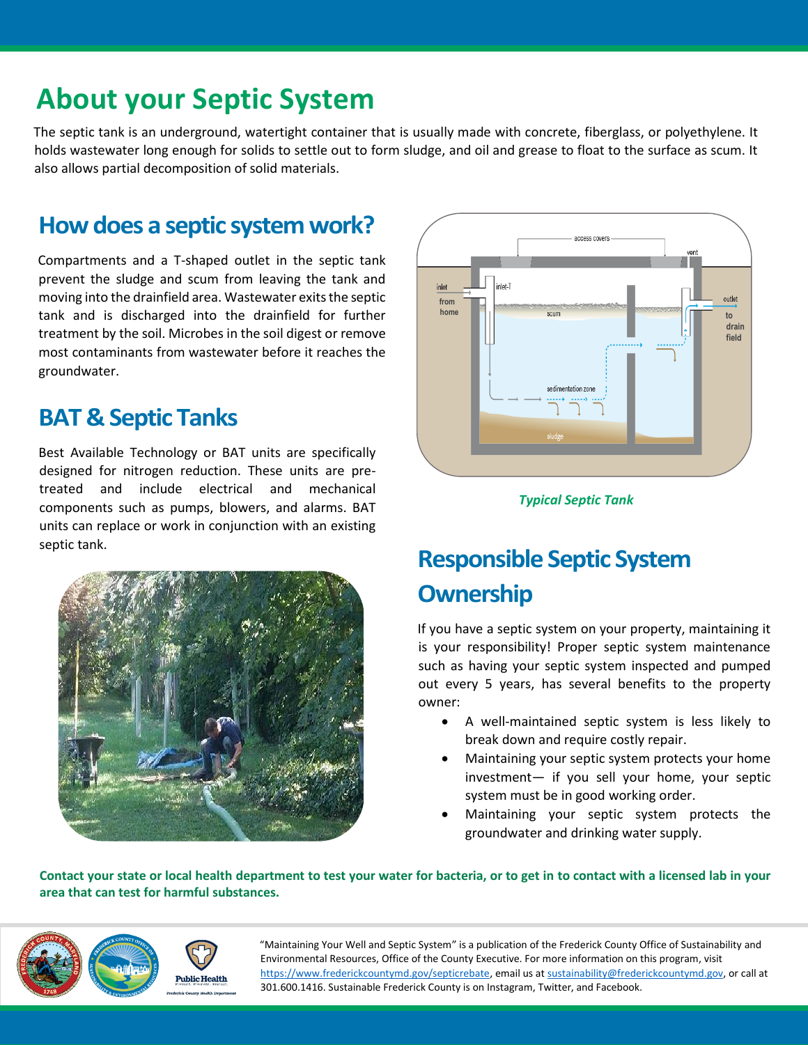# About your Septic System

The septic tank is an underground, watertight container that is usually made with concrete, fiberglass, or polyethylene. It holds wastewater long enough for solids to settle out to form sludge, and oil and grease to float to the surface as scum. It also allows partial decomposition of solid materials.

## How does a septic system work?

Compartments and a T-shaped outlet in the septic tank prevent the sludge and scum from leaving the tank and moving into the drainfield area. Wastewater exits the septic tank and is discharged into the drainfield for further treatment by the soil. Microbes in the soil digest or remove most contaminants from wastewater before it reaches the groundwater.

access covers
vent
inlet
inlet-T
from home
scum
outlet
to drain field
sedimentation zone
sludge

*Typical Septic Tank*

## BAT & Septic Tanks

Best Available Technology or BAT units are specifically designed for nitrogen reduction. These units are pre-treated and include electrical and mechanical components such as pumps, blowers, and alarms. BAT units can replace or work in conjunction with an existing septic tank.

## Responsible Septic System Ownership

If you have a septic system on your property, maintaining it is your responsibility! Proper septic system maintenance such as having your septic system inspected and pumped out every 5 years, has several benefits to the property owner:

- A well-maintained septic system is less likely to break down and require costly repair.
- Maintaining your septic system protects your home investment— if you sell your home, your septic system must be in good working order.
- Maintaining your septic system protects the groundwater and drinking water supply.

**Contact your state or local health department to test your water for bacteria, or to get in to contact with a licensed lab in your area that can test for harmful substances.**

"Maintaining Your Well and Septic System" is a publication of the Frederick County Office of Sustainability and Environmental Resources, Office of the County Executive. For more information on this program, visit https://www.frederickcountymd.gov/septicrebate, email us at sustainability@frederickcountymd.gov, or call at 301.600.1416. Sustainable Frederick County is on Instagram, Twitter, and Facebook.